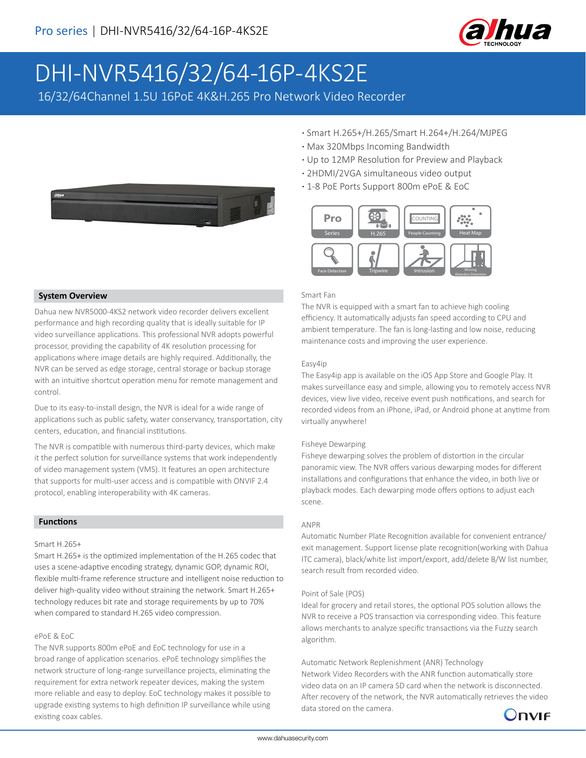# DHI-NVR5416/32/64-16P-4KS2E

16/32/64Channel 1.5U 16PoE 4K&H.265 Pro Network Video Recorder

- Smart H.265+/H.265/Smart H.264+/H.264/MJPEG
- Max 320Mbps Incoming Bandwidth
- Up to 12MP Resolution for Preview and Playback
- 2HDMI/2VGA simultaneous video output
- 1-8 PoE Ports Support 800m ePoE & EoC

## System Overview

Dahua new NVR5000-4KS2 network video recorder delivers excellent performance and high recording quality that is ideally suitable for IP video surveillance applications. This professional NVR adopts powerful processor, providing the capability of 4K resolution processing for applications where image details are highly required. Additionally, the NVR can be served as edge storage, central storage or backup storage with an intuitive shortcut operation menu for remote management and control.

Due to its easy-to-install design, the NVR is ideal for a wide range of applications such as public safety, water conservancy, transportation, city centers, education, and financial institutions.

The NVR is compatible with numerous third-party devices, which make it the perfect solution for surveillance systems that work independently of video management system (VMS). It features an open architecture that supports for multi-user access and is compatible with ONVIF 2.4 protocol, enabling interoperability with 4K cameras.

## Functions

### Smart H.265+

Smart H.265+ is the optimized implementation of the H.265 codec that uses a scene-adaptive encoding strategy, dynamic GOP, dynamic ROI, flexible multi-frame reference structure and intelligent noise reduction to deliver high-quality video without straining the network. Smart H.265+ technology reduces bit rate and storage requirements by up to 70% when compared to standard H.265 video compression.

### ePoE & EoC

The NVR supports 800m ePoE and EoC technology for use in a broad range of application scenarios. ePoE technology simplifies the network structure of long-range surveillance projects, eliminating the requirement for extra network repeater devices, making the system more reliable and easy to deploy. EoC technology makes it possible to upgrade existing systems to high definition IP surveillance while using existing coax cables.

### Smart Fan

The NVR is equipped with a smart fan to achieve high cooling efficiency. It automatically adjusts fan speed according to CPU and ambient temperature. The fan is long-lasting and low noise, reducing maintenance costs and improving the user experience.

### Easy4ip

The Easy4ip app is available on the iOS App Store and Google Play. It makes surveillance easy and simple, allowing you to remotely access NVR devices, view live video, receive event push notifications, and search for recorded videos from an iPhone, iPad, or Android phone at anytime from virtually anywhere!

### Fisheye Dewarping

Fisheye dewarping solves the problem of distortion in the circular panoramic view. The NVR offers various dewarping modes for different installations and configurations that enhance the video, in both live or playback modes. Each dewarping mode offers options to adjust each scene.

### ANPR

Automatic Number Plate Recognition available for convenient entrance/exit management. Support license plate recognition(working with Dahua ITC camera), black/white list import/export, add/delete B/W list number, search result from recorded video.

### Point of Sale (POS)

Ideal for grocery and retail stores, the optional POS solution allows the NVR to receive a POS transaction via corresponding video. This feature allows merchants to analyze specific transactions via the Fuzzy search algorithm.

### Automatic Network Replenishment (ANR) Technology

Network Video Recorders with the ANR function automatically store video data on an IP camera SD card when the network is disconnected. After recovery of the network, the NVR automatically retrieves the video data stored on the camera.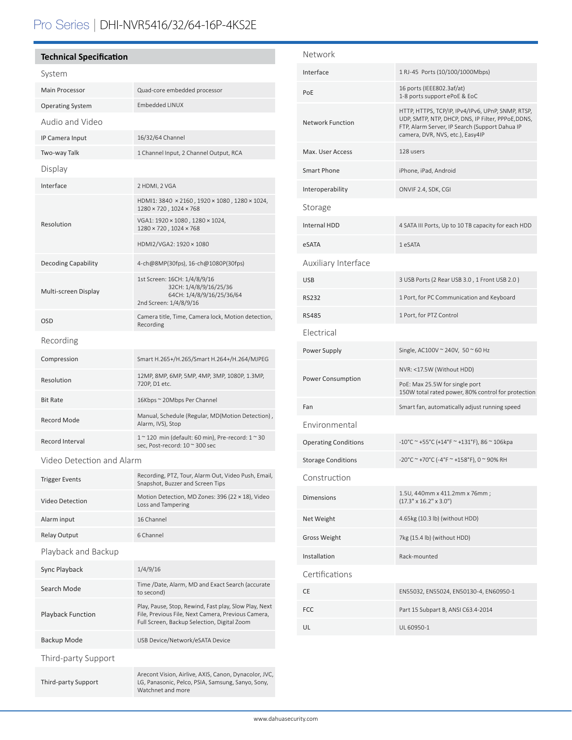# Pro Series | DHI-NVR5416/32/64-16P-4KS2E

## Technical Specification

| System | |
|---|---|
| Main Processor | Quad-core embedded processor |
| Operating System | Embedded LINUX |
| **Audio and Video** | |
| IP Camera Input | 16/32/64 Channel |
| Two-way Talk | 1 Channel Input, 2 Channel Output, RCA |
| **Display** | |
| Interface | 2 HDMI, 2 VGA |
| Resolution | HDMI1: 3840 × 2160 , 1920 × 1080 , 1280 × 1024, 1280 × 720 , 1024 × 768 |
| | VGA1: 1920 × 1080 , 1280 × 1024, 1280 × 720 , 1024 × 768 |
| | HDMI2/VGA2: 1920 × 1080 |
| Decoding Capability | 4-ch@8MP(30fps), 16-ch@1080P(30fps) |
| Multi-screen Display | 1st Screen: 16CH: 1/4/8/9/16<br>32CH: 1/4/8/9/16/25/36<br>64CH: 1/4/8/9/16/25/36/64<br>2nd Screen: 1/4/8/9/16 |
| OSD | Camera title, Time, Camera lock, Motion detection, Recording |
| **Recording** | |
| Compression | Smart H.265+/H.265/Smart H.264+/H.264/MJPEG |
| Resolution | 12MP, 8MP, 6MP, 5MP, 4MP, 3MP, 1080P, 1.3MP, 720P, D1 etc. |
| Bit Rate | 16Kbps ~ 20Mbps Per Channel |
| Record Mode | Manual, Schedule (Regular, MD(Motion Detection) , Alarm, IVS), Stop |
| Record Interval | 1 ~ 120 min (default: 60 min), Pre-record: 1 ~ 30 sec, Post-record: 10 ~ 300 sec |
| **Video Detection and Alarm** | |
| Trigger Events | Recording, PTZ, Tour, Alarm Out, Video Push, Email, Snapshot, Buzzer and Screen Tips |
| Video Detection | Motion Detection, MD Zones: 396 (22 × 18), Video Loss and Tampering |
| Alarm input | 16 Channel |
| Relay Output | 6 Channel |
| **Playback and Backup** | |
| Sync Playback | 1/4/9/16 |
| Search Mode | Time /Date, Alarm, MD and Exact Search (accurate to second) |
| Playback Function | Play, Pause, Stop, Rewind, Fast play, Slow Play, Next File, Previous File, Next Camera, Previous Camera, Full Screen, Backup Selection, Digital Zoom |
| Backup Mode | USB Device/Network/eSATA Device |
| **Third-party Support** | |
| Third-party Support | Arecont Vision, Airlive, AXIS, Canon, Dynacolor, JVC, LG, Panasonic, Pelco, PSIA, Samsung, Sanyo, Sony, Watchnet and more |

| Network | |
|---|---|
| Interface | 1 RJ-45 Ports (10/100/1000Mbps) |
| PoE | 16 ports (IEEE802.3af/at)<br>1-8 ports support ePoE & EoC |
| Network Function | HTTP, HTTPS, TCP/IP, IPv4/IPv6, UPnP, SNMP, RTSP, UDP, SMTP, NTP, DHCP, DNS, IP Filter, PPPoE,DDNS, FTP, Alarm Server, IP Search (Support Dahua IP camera, DVR, NVS, etc.), Easy4IP |
| Max. User Access | 128 users |
| Smart Phone | iPhone, iPad, Android |
| Interoperability | ONVIF 2.4, SDK, CGI |
| **Storage** | |
| Internal HDD | 4 SATA III Ports, Up to 10 TB capacity for each HDD |
| eSATA | 1 eSATA |
| **Auxiliary Interface** | |
| USB | 3 USB Ports (2 Rear USB 3.0 , 1 Front USB 2.0 ) |
| RS232 | 1 Port, for PC Communication and Keyboard |
| RS485 | 1 Port, for PTZ Control |
| **Electrical** | |
| Power Supply | Single, AC100V ~ 240V, 50 ~ 60 Hz |
| Power Consumption | NVR: <17.5W (Without HDD) |
| | PoE: Max 25.5W for single port<br>150W total rated power, 80% control for protection |
| Fan | Smart fan, automatically adjust running speed |
| **Environmental** | |
| Operating Conditions | -10°C ~ +55°C (+14°F ~ +131°F), 86 ~ 106kpa |
| Storage Conditions | -20°C ~ +70°C (-4°F ~ +158°F), 0 ~ 90% RH |
| **Construction** | |
| Dimensions | 1.5U, 440mm x 411.2mm x 76mm ;<br>(17.3" x 16.2" x 3.0") |
| Net Weight | 4.65kg (10.3 lb) (without HDD) |
| Gross Weight | 7kg (15.4 lb) (without HDD) |
| Installation | Rack-mounted |
| **Certifications** | |
| CE | EN55032, EN55024, EN50130-4, EN60950-1 |
| FCC | Part 15 Subpart B, ANSI C63.4-2014 |
| UL | UL 60950-1 |

www.dahuasecurity.com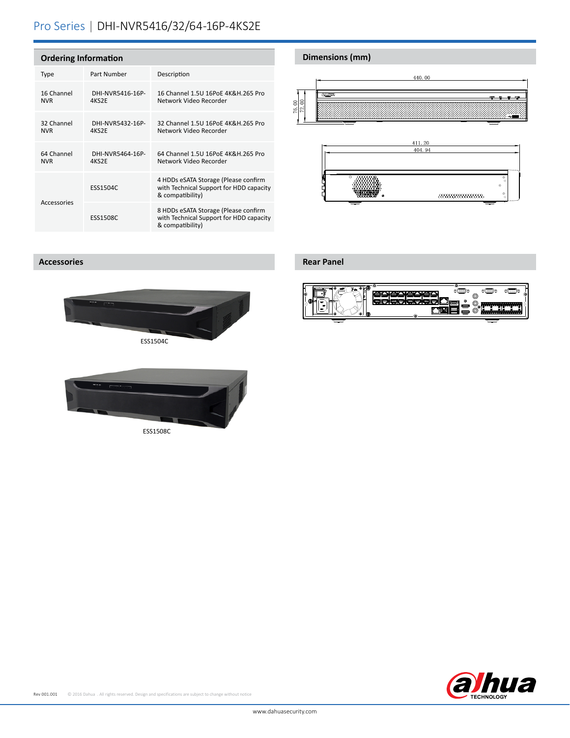## Ordering Information

| Type | Part Number | Description |
|---|---|---|
| 16 Channel NVR | DHI-NVR5416-16P-4KS2E | 16 Channel 1.5U 16PoE 4K&H.265 Pro Network Video Recorder |
| 32 Channel NVR | DHI-NVR5432-16P-4KS2E | 32 Channel 1.5U 16PoE 4K&H.265 Pro Network Video Recorder |
| 64 Channel NVR | DHI-NVR5464-16P-4KS2E | 64 Channel 1.5U 16PoE 4K&H.265 Pro Network Video Recorder |
| Accessories | ESS1504C | 4 HDDs eSATA Storage (Please confirm with Technical Support for HDD capacity & compatibility) |
| | ESS1508C | 8 HDDs eSATA Storage (Please confirm with Technical Support for HDD capacity & compatibility) |

## Dimensions (mm)

440.00
76.00
72.00
411.20
404.94

## Accessories

ESS1504C

ESS1508C

## Rear Panel

Rev 001.001 © 2016 Dahua . All rights reserved. Design and specifications are subject to change without notice

www.dahuasecurity.com